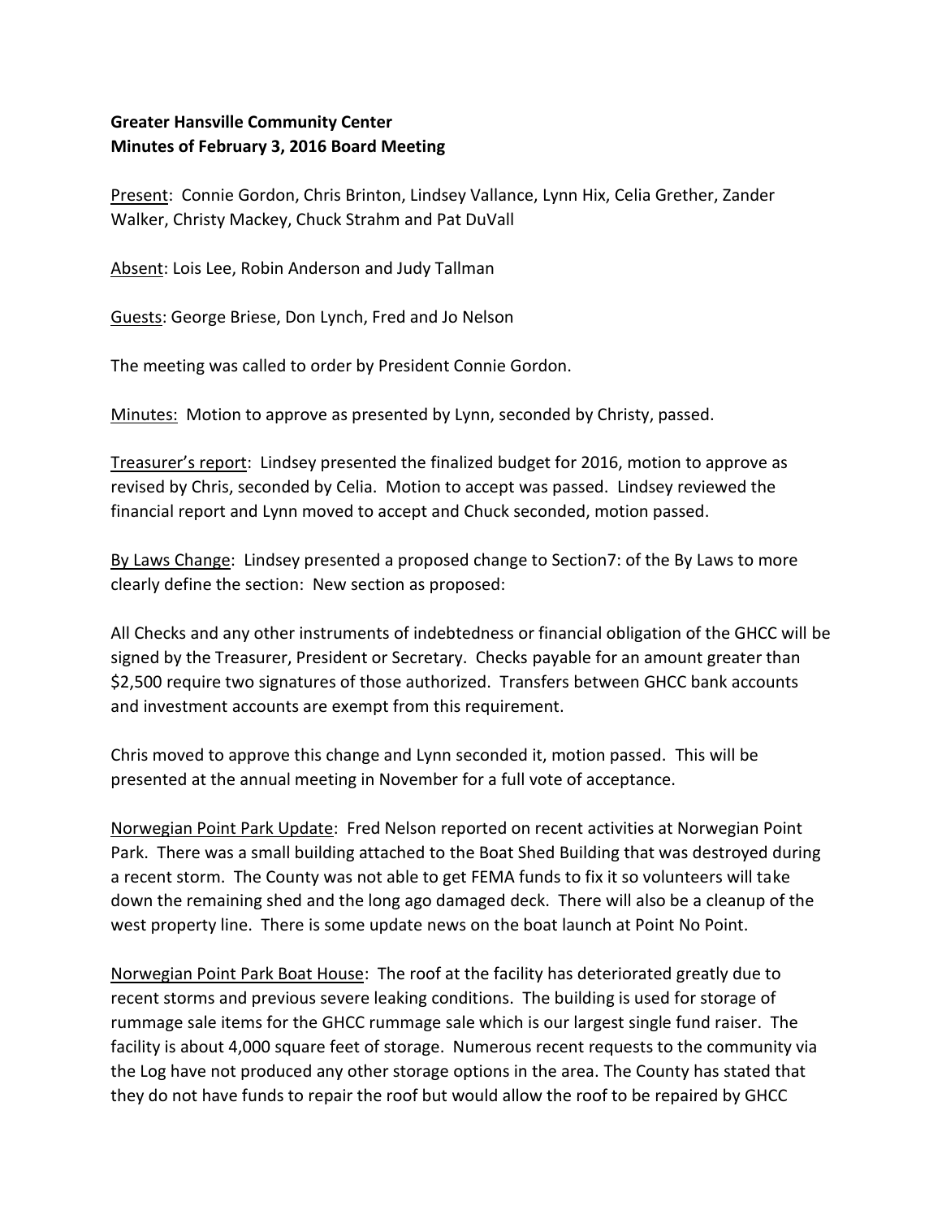**Greater Hansville Community Center**
**Minutes of February 3, 2016 Board Meeting**

Present: Connie Gordon, Chris Brinton, Lindsey Vallance, Lynn Hix, Celia Grether, Zander Walker, Christy Mackey, Chuck Strahm and Pat DuVall

Absent: Lois Lee, Robin Anderson and Judy Tallman

Guests: George Briese, Don Lynch, Fred and Jo Nelson

The meeting was called to order by President Connie Gordon.

Minutes: Motion to approve as presented by Lynn, seconded by Christy, passed.

Treasurer's report: Lindsey presented the finalized budget for 2016, motion to approve as revised by Chris, seconded by Celia. Motion to accept was passed. Lindsey reviewed the financial report and Lynn moved to accept and Chuck seconded, motion passed.

By Laws Change: Lindsey presented a proposed change to Section7: of the By Laws to more clearly define the section: New section as proposed:

All Checks and any other instruments of indebtedness or financial obligation of the GHCC will be signed by the Treasurer, President or Secretary. Checks payable for an amount greater than $2,500 require two signatures of those authorized. Transfers between GHCC bank accounts and investment accounts are exempt from this requirement.

Chris moved to approve this change and Lynn seconded it, motion passed. This will be presented at the annual meeting in November for a full vote of acceptance.

Norwegian Point Park Update: Fred Nelson reported on recent activities at Norwegian Point Park. There was a small building attached to the Boat Shed Building that was destroyed during a recent storm. The County was not able to get FEMA funds to fix it so volunteers will take down the remaining shed and the long ago damaged deck. There will also be a cleanup of the west property line. There is some update news on the boat launch at Point No Point.

Norwegian Point Park Boat House: The roof at the facility has deteriorated greatly due to recent storms and previous severe leaking conditions. The building is used for storage of rummage sale items for the GHCC rummage sale which is our largest single fund raiser. The facility is about 4,000 square feet of storage. Numerous recent requests to the community via the Log have not produced any other storage options in the area. The County has stated that they do not have funds to repair the roof but would allow the roof to be repaired by GHCC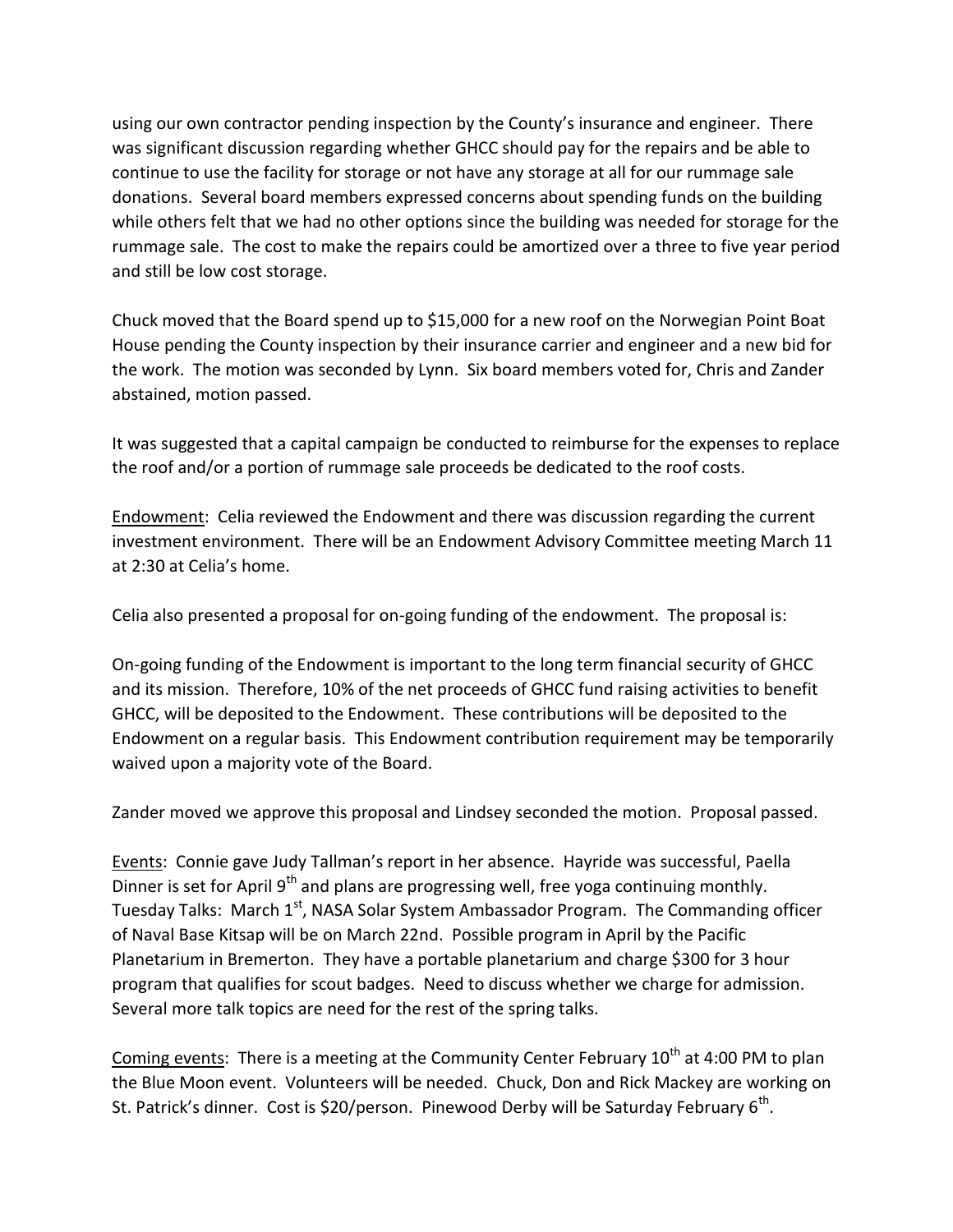using our own contractor pending inspection by the County's insurance and engineer. There was significant discussion regarding whether GHCC should pay for the repairs and be able to continue to use the facility for storage or not have any storage at all for our rummage sale donations. Several board members expressed concerns about spending funds on the building while others felt that we had no other options since the building was needed for storage for the rummage sale. The cost to make the repairs could be amortized over a three to five year period and still be low cost storage.

Chuck moved that the Board spend up to $15,000 for a new roof on the Norwegian Point Boat House pending the County inspection by their insurance carrier and engineer and a new bid for the work. The motion was seconded by Lynn. Six board members voted for, Chris and Zander abstained, motion passed.

It was suggested that a capital campaign be conducted to reimburse for the expenses to replace the roof and/or a portion of rummage sale proceeds be dedicated to the roof costs.

<u>Endowment</u>: Celia reviewed the Endowment and there was discussion regarding the current investment environment. There will be an Endowment Advisory Committee meeting March 11 at 2:30 at Celia's home.

Celia also presented a proposal for on-going funding of the endowment. The proposal is:

On-going funding of the Endowment is important to the long term financial security of GHCC and its mission. Therefore, 10% of the net proceeds of GHCC fund raising activities to benefit GHCC, will be deposited to the Endowment. These contributions will be deposited to the Endowment on a regular basis. This Endowment contribution requirement may be temporarily waived upon a majority vote of the Board.

Zander moved we approve this proposal and Lindsey seconded the motion. Proposal passed.

<u>Events</u>: Connie gave Judy Tallman's report in her absence. Hayride was successful, Paella Dinner is set for April 9th and plans are progressing well, free yoga continuing monthly. Tuesday Talks: March 1st, NASA Solar System Ambassador Program. The Commanding officer of Naval Base Kitsap will be on March 22nd. Possible program in April by the Pacific Planetarium in Bremerton. They have a portable planetarium and charge $300 for 3 hour program that qualifies for scout badges. Need to discuss whether we charge for admission. Several more talk topics are need for the rest of the spring talks.

<u>Coming events</u>: There is a meeting at the Community Center February 10th at 4:00 PM to plan the Blue Moon event. Volunteers will be needed. Chuck, Don and Rick Mackey are working on St. Patrick's dinner. Cost is $20/person. Pinewood Derby will be Saturday February 6th.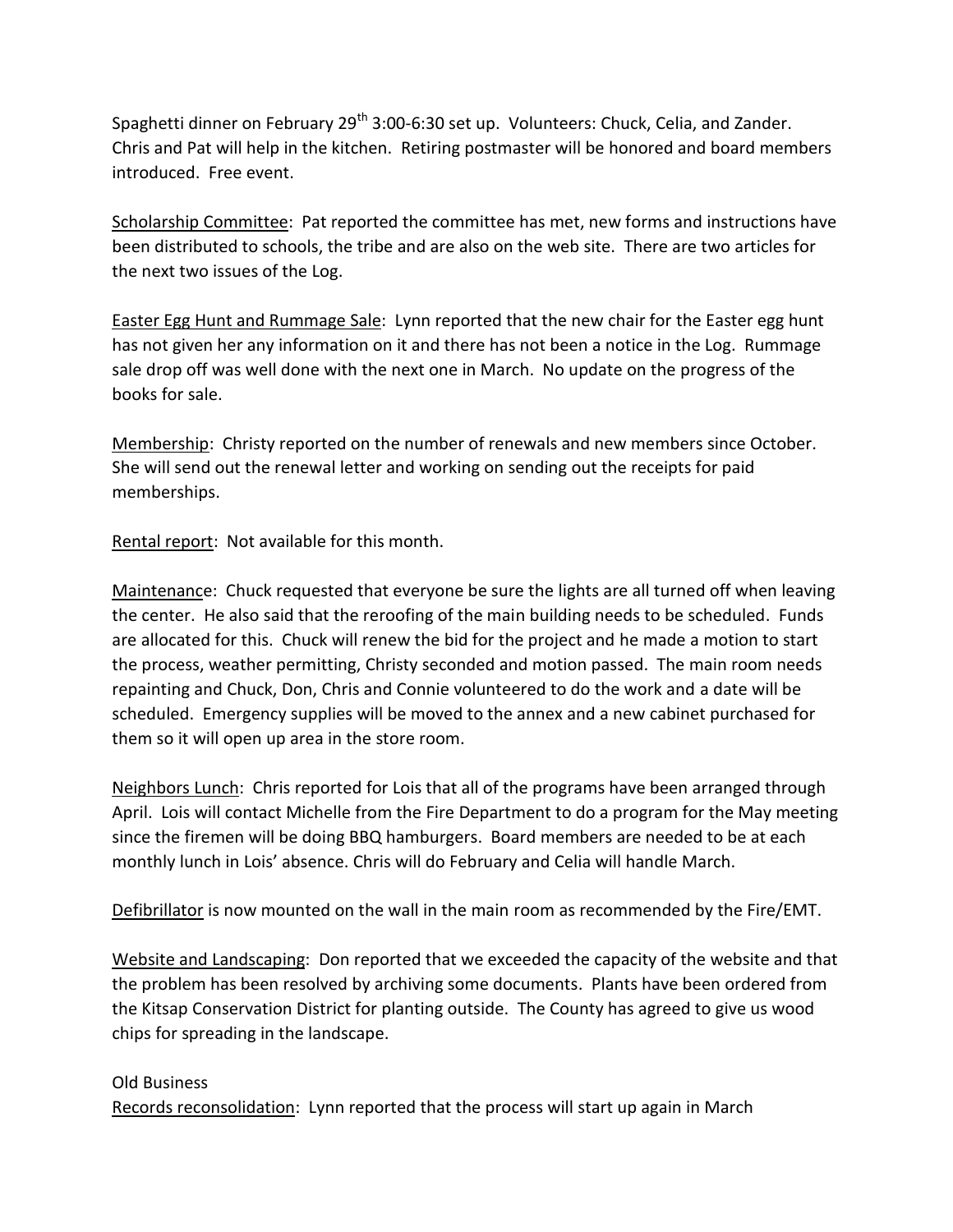Spaghetti dinner on February 29th 3:00-6:30 set up. Volunteers: Chuck, Celia, and Zander. Chris and Pat will help in the kitchen. Retiring postmaster will be honored and board members introduced. Free event.

Scholarship Committee: Pat reported the committee has met, new forms and instructions have been distributed to schools, the tribe and are also on the web site. There are two articles for the next two issues of the Log.

Easter Egg Hunt and Rummage Sale: Lynn reported that the new chair for the Easter egg hunt has not given her any information on it and there has not been a notice in the Log. Rummage sale drop off was well done with the next one in March. No update on the progress of the books for sale.

Membership: Christy reported on the number of renewals and new members since October. She will send out the renewal letter and working on sending out the receipts for paid memberships.

Rental report: Not available for this month.

Maintenance: Chuck requested that everyone be sure the lights are all turned off when leaving the center. He also said that the reroofing of the main building needs to be scheduled. Funds are allocated for this. Chuck will renew the bid for the project and he made a motion to start the process, weather permitting, Christy seconded and motion passed. The main room needs repainting and Chuck, Don, Chris and Connie volunteered to do the work and a date will be scheduled. Emergency supplies will be moved to the annex and a new cabinet purchased for them so it will open up area in the store room.

Neighbors Lunch: Chris reported for Lois that all of the programs have been arranged through April. Lois will contact Michelle from the Fire Department to do a program for the May meeting since the firemen will be doing BBQ hamburgers. Board members are needed to be at each monthly lunch in Lois' absence. Chris will do February and Celia will handle March.

Defibrillator is now mounted on the wall in the main room as recommended by the Fire/EMT.

Website and Landscaping: Don reported that we exceeded the capacity of the website and that the problem has been resolved by archiving some documents. Plants have been ordered from the Kitsap Conservation District for planting outside. The County has agreed to give us wood chips for spreading in the landscape.

Old Business

Records reconsolidation: Lynn reported that the process will start up again in March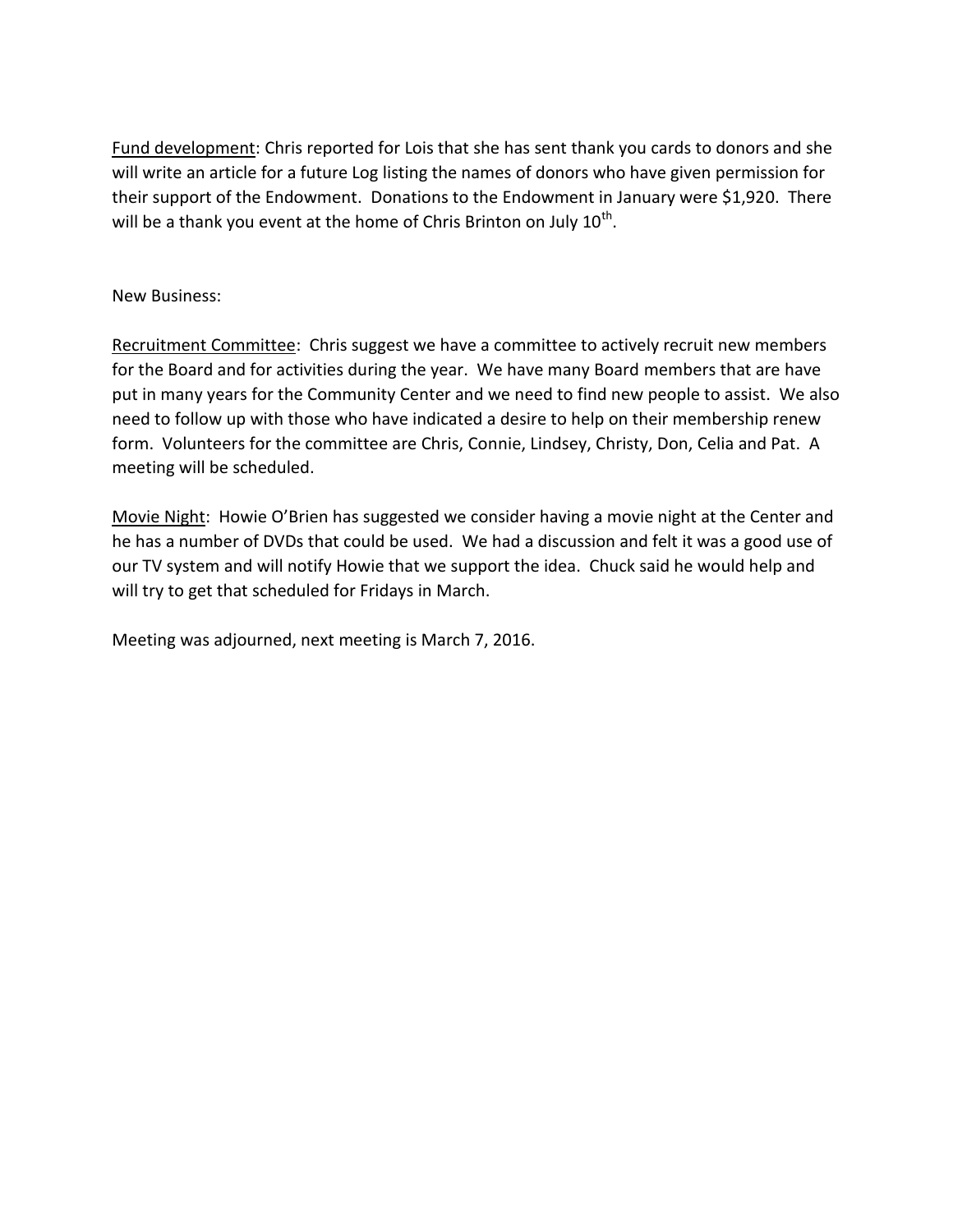<u>Fund development</u>: Chris reported for Lois that she has sent thank you cards to donors and she will write an article for a future Log listing the names of donors who have given permission for their support of the Endowment. Donations to the Endowment in January were $1,920. There will be a thank you event at the home of Chris Brinton on July 10th.

New Business:

<u>Recruitment Committee</u>: Chris suggest we have a committee to actively recruit new members for the Board and for activities during the year. We have many Board members that are have put in many years for the Community Center and we need to find new people to assist. We also need to follow up with those who have indicated a desire to help on their membership renew form. Volunteers for the committee are Chris, Connie, Lindsey, Christy, Don, Celia and Pat. A meeting will be scheduled.

<u>Movie Night</u>: Howie O'Brien has suggested we consider having a movie night at the Center and he has a number of DVDs that could be used. We had a discussion and felt it was a good use of our TV system and will notify Howie that we support the idea. Chuck said he would help and will try to get that scheduled for Fridays in March.

Meeting was adjourned, next meeting is March 7, 2016.